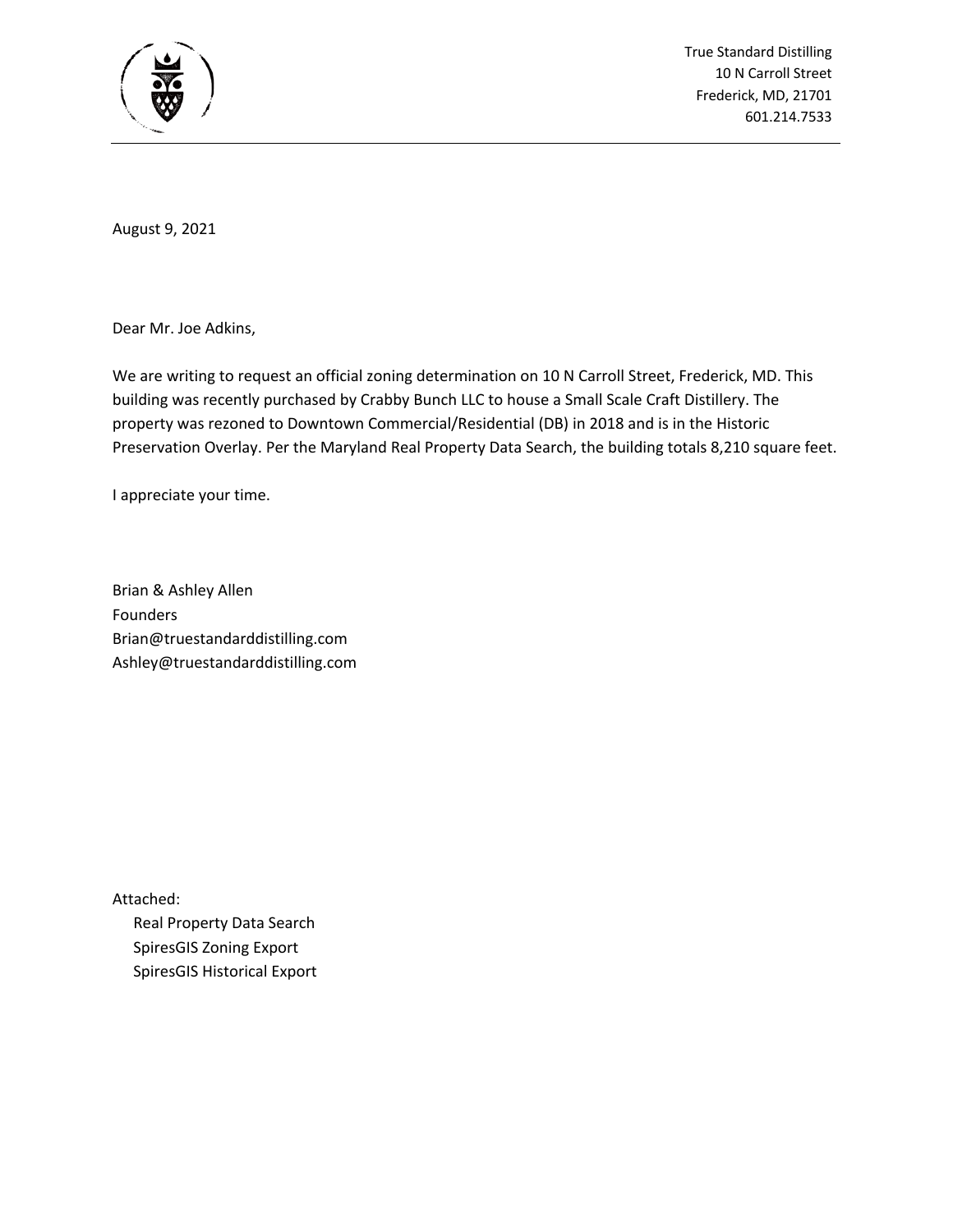True Standard Distilling
10 N Carroll Street
Frederick, MD, 21701
601.214.7533

---

August 9, 2021

Dear Mr. Joe Adkins,

We are writing to request an official zoning determination on 10 N Carroll Street, Frederick, MD. This building was recently purchased by Crabby Bunch LLC to house a Small Scale Craft Distillery. The property was rezoned to Downtown Commercial/Residential (DB) in 2018 and is in the Historic Preservation Overlay. Per the Maryland Real Property Data Search, the building totals 8,210 square feet.

I appreciate your time.

Brian & Ashley Allen
Founders
Brian@truestandarddistilling.com
Ashley@truestandarddistilling.com

Attached:

- Real Property Data Search
- SpiresGIS Zoning Export
- SpiresGIS Historical Export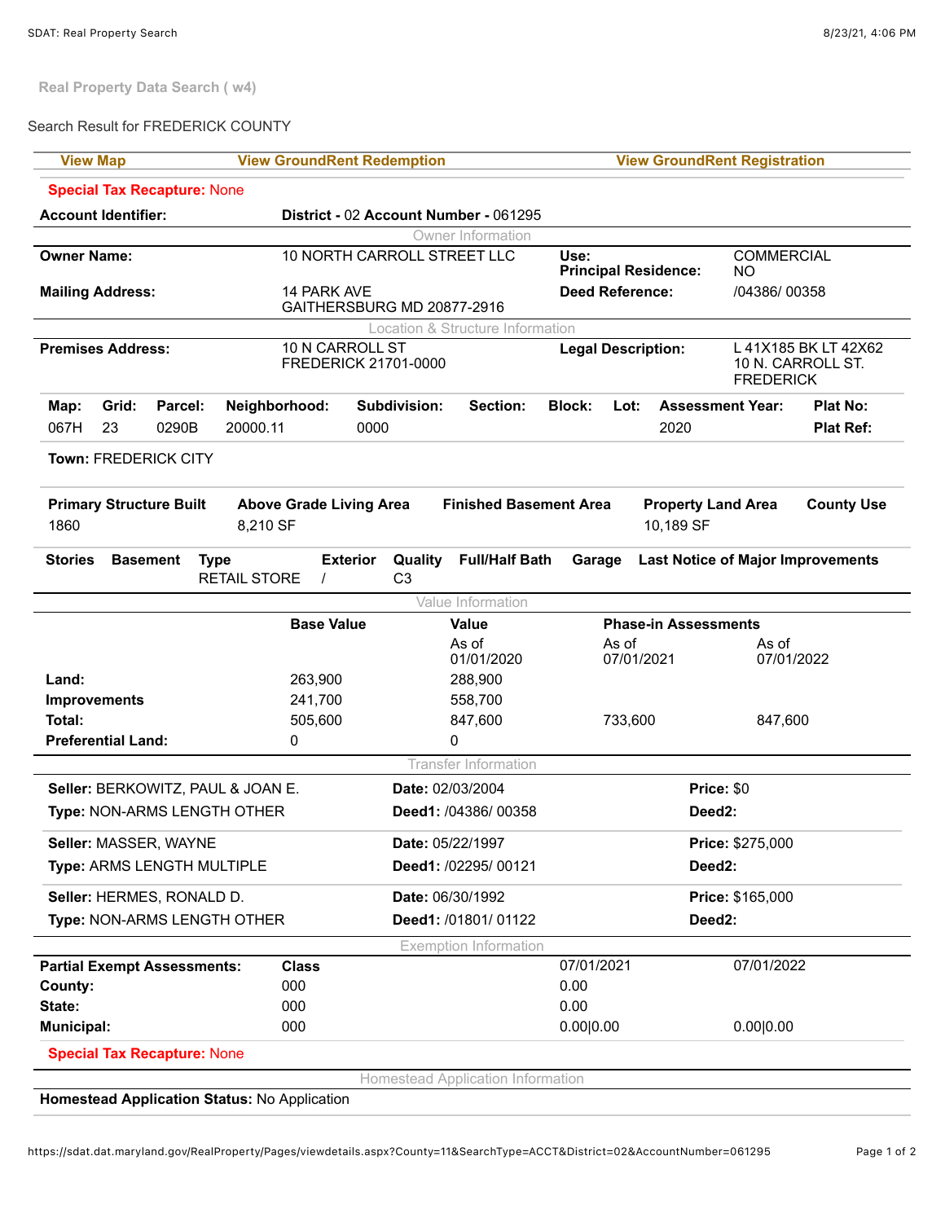Real Property Data Search ( w4)

Search Result for FREDERICK COUNTY

| View Map | View GroundRent Redemption | View GroundRent Registration |
|---|---|---|

**Special Tax Recapture:** None

| **Account Identifier:** | **District -** 02 **Account Number -** 061295 | | |
|---|---|---|---|
| | Owner Information | | |
| **Owner Name:** | 10 NORTH CARROLL STREET LLC | **Use:** <br> **Principal Residence:** | COMMERCIAL <br> NO |
| **Mailing Address:** | 14 PARK AVE <br> GAITHERSBURG MD 20877-2916 | **Deed Reference:** | /04386/ 00358 |
| | Location & Structure Information | | |
| **Premises Address:** | 10 N CARROLL ST <br> FREDERICK 21701-0000 | **Legal Description:** | L 41X185 BK LT 42X62 <br> 10 N. CARROLL ST. <br> FREDERICK |

| Map: | Grid: | Parcel: | Neighborhood: | Subdivision: | Section: | Block: | Lot: | Assessment Year: | Plat No: |
|---|---|---|---|---|---|---|---|---|---|
| 067H | 23 | 0290B | 20000.11 | 0000 | | | | 2020 | Plat Ref: |

**Town:** FREDERICK CITY

| Primary Structure Built | Above Grade Living Area | Finished Basement Area | Property Land Area | County Use |
|---|---|---|---|---|
| 1860 | 8,210 SF | | 10,189 SF | |

| Stories | Basement | Type | Exterior | Quality | Full/Half Bath | Garage | Last Notice of Major Improvements |
|---|---|---|---|---|---|---|---|
| | | RETAIL STORE | / | C3 | | | |

### Value Information

| | Base Value | Value | Phase-in Assessments | |
|---|---|---|---|---|
| | | As of 01/01/2020 | As of 07/01/2021 | As of 07/01/2022 |
| **Land:** | 263,900 | 288,900 | | |
| **Improvements** | 241,700 | 558,700 | | |
| **Total:** | 505,600 | 847,600 | 733,600 | 847,600 |
| **Preferential Land:** | 0 | 0 | | |

### Transfer Information

| | | |
|---|---|---|
| **Seller:** BERKOWITZ, PAUL & JOAN E. | **Date:** 02/03/2004 | **Price:** $0 |
| **Type:** NON-ARMS LENGTH OTHER | **Deed1:** /04386/ 00358 | **Deed2:** |
| **Seller:** MASSER, WAYNE | **Date:** 05/22/1997 | **Price:** $275,000 |
| **Type:** ARMS LENGTH MULTIPLE | **Deed1:** /02295/ 00121 | **Deed2:** |
| **Seller:** HERMES, RONALD D. | **Date:** 06/30/1992 | **Price:** $165,000 |
| **Type:** NON-ARMS LENGTH OTHER | **Deed1:** /01801/ 01122 | **Deed2:** |

### Exemption Information

| **Partial Exempt Assessments:** | **Class** | 07/01/2021 | 07/01/2022 |
|---|---|---|---|
| **County:** | 000 | 0.00 | |
| **State:** | 000 | 0.00 | |
| **Municipal:** | 000 | 0.00\|0.00 | 0.00\|0.00 |

**Special Tax Recapture:** None

### Homestead Application Information

**Homestead Application Status:** No Application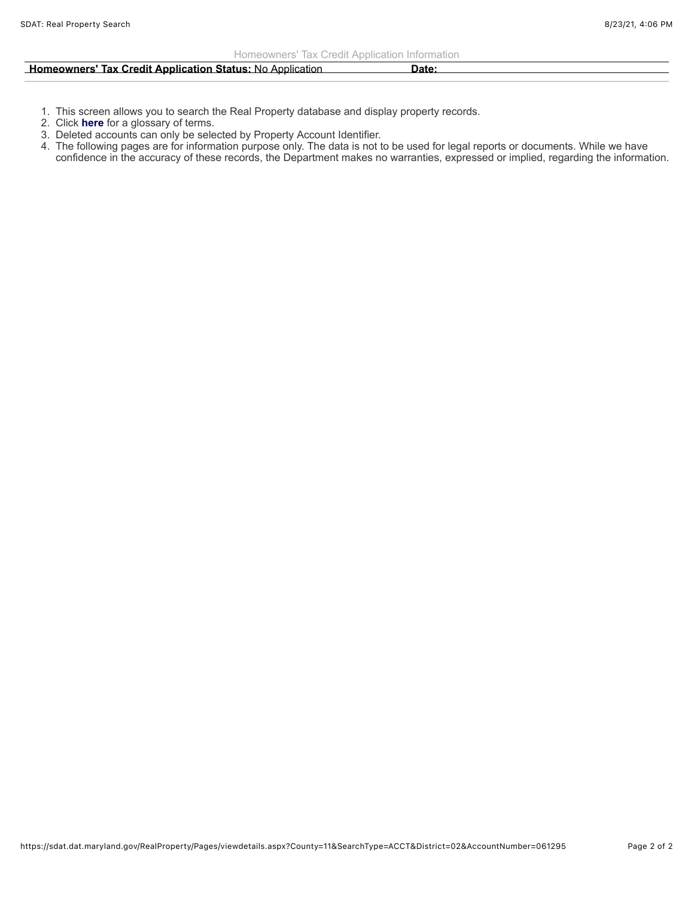Homeowners' Tax Credit Application Information

| **Homeowners' Tax Credit Application Status:** No Application | **Date:** |
|---|---|

1. This screen allows you to search the Real Property database and display property records.
2. Click **here** for a glossary of terms.
3. Deleted accounts can only be selected by Property Account Identifier.
4. The following pages are for information purpose only. The data is not to be used for legal reports or documents. While we have confidence in the accuracy of these records, the Department makes no warranties, expressed or implied, regarding the information.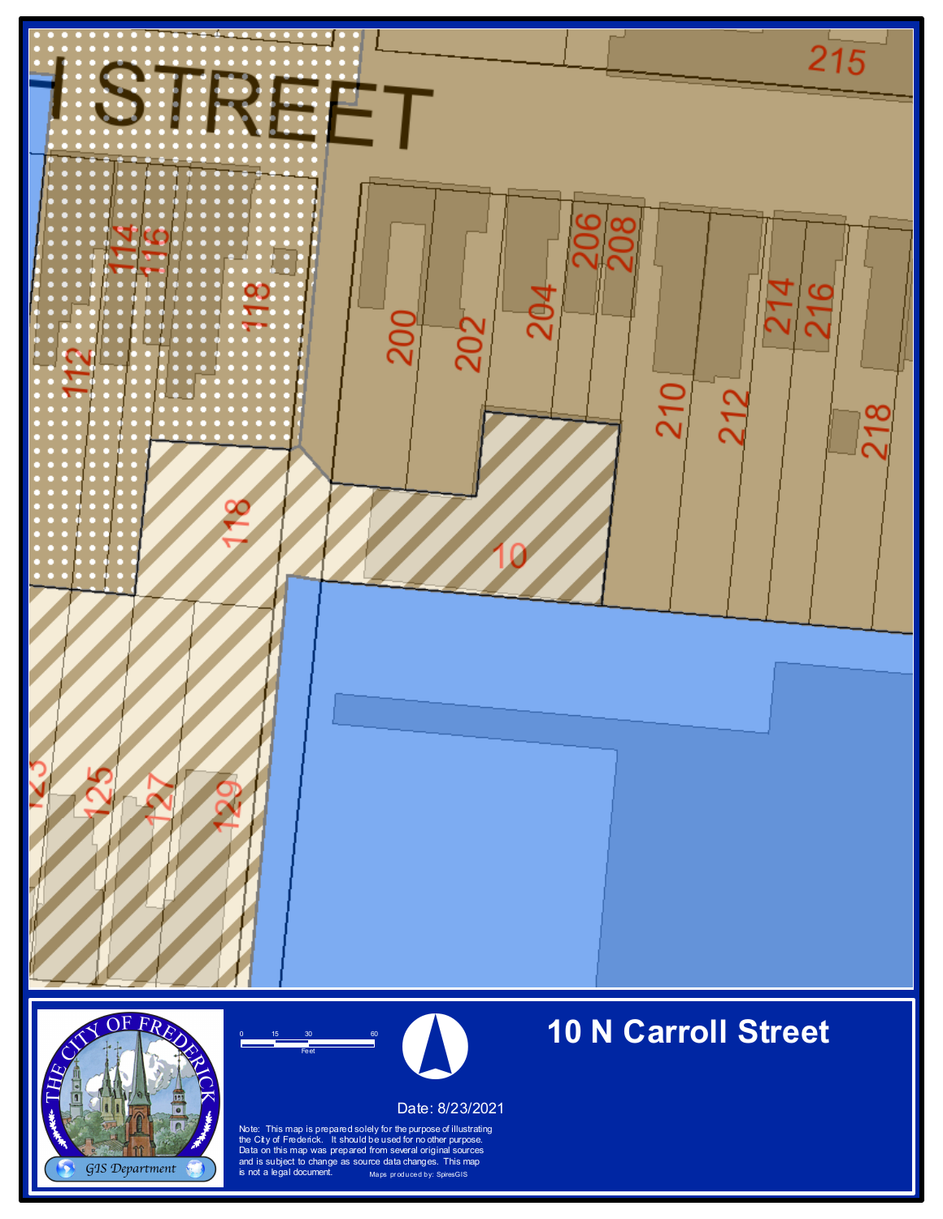# 10 N Carroll Street

STREET

215

112 114 116 118

200 202 204 206 208 210 212 214 216 218

118

10

123 125 127 129

0 15 30 60
Feet

Date: 8/23/2021

THE CITY OF FREDERICK
GIS Department

Note: This map is prepared solely for the purpose of illustrating the City of Frederick. It should be used for no other purpose. Data on this map was prepared from several original sources and is subject to change as source data changes. This map is not a legal document.

Maps produced by: SpiresGIS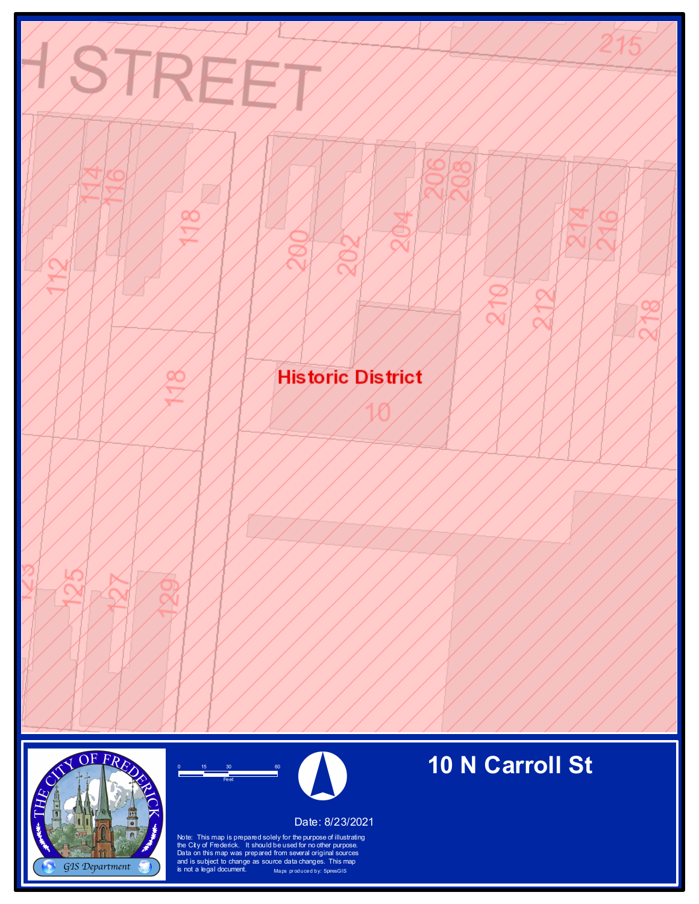STREET

215

112

114

116

118

200

202

204

206

208

210

212

214

216

218

118

Historic District

10

123

125

127

129

# 10 N Carroll St

0 15 30 60

Feet

Date: 8/23/2021

Note: This map is prepared solely for the purpose of illustrating the City of Frederick. It should be used for no other purpose. Data on this map was prepared from several original sources and is subject to change as source data changes. This map is not a legal document.

Maps produced by: SpiresGIS

THE CITY OF FREDERICK

GIS Department